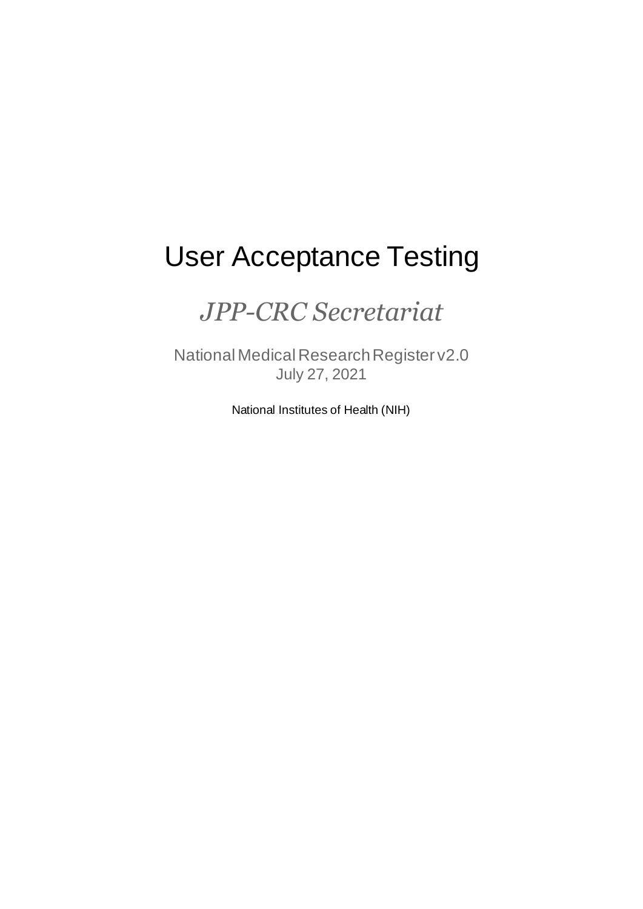# User Acceptance Testing

## *JPP-CRC Secretariat*

National Medical Research Register v2.0
July 27, 2021

National Institutes of Health (NIH)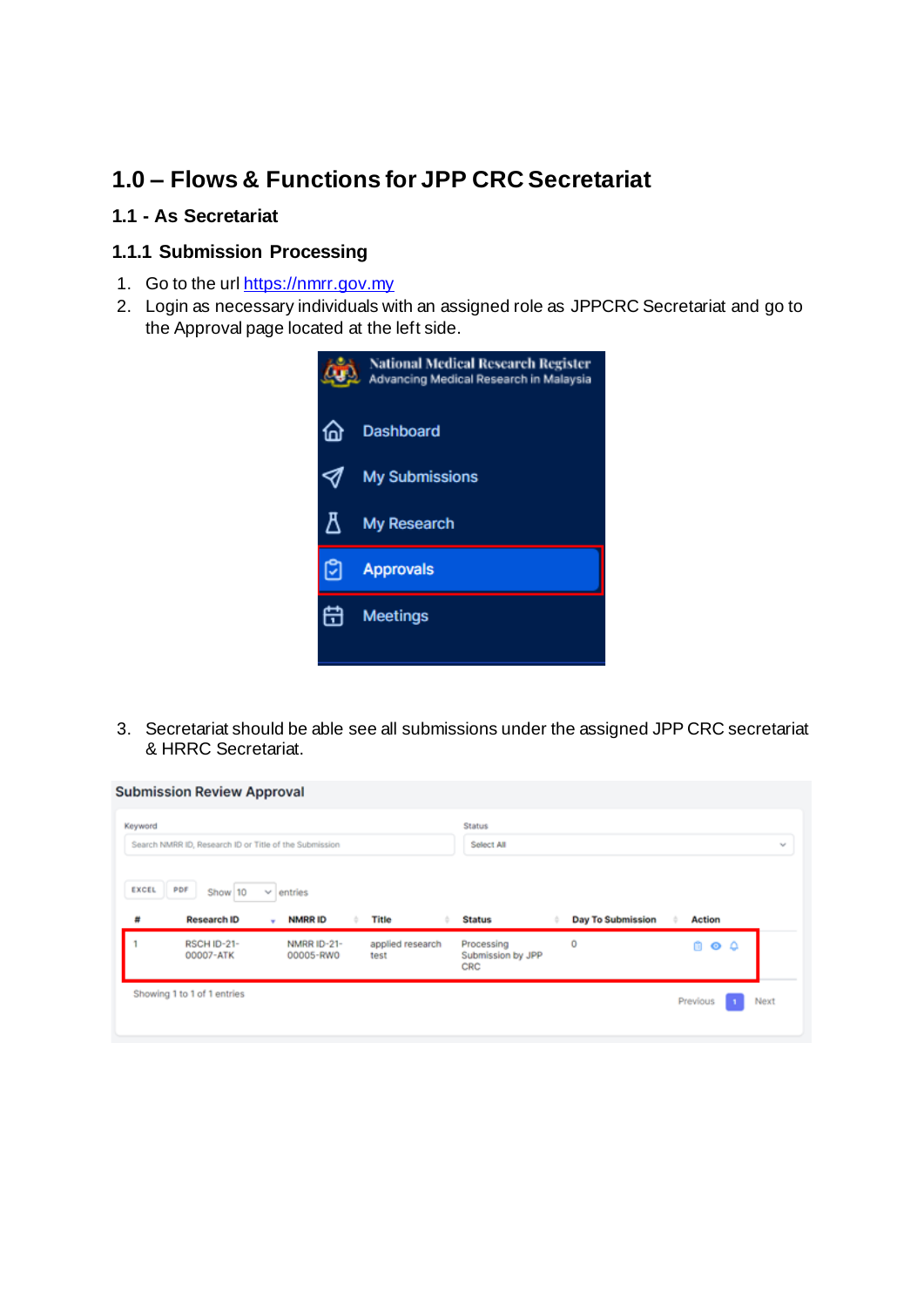# 1.0 – Flows & Functions for JPP CRC Secretariat

## 1.1 - As Secretariat

### 1.1.1 Submission Processing

1. Go to the url https://nmrr.gov.my
2. Login as necessary individuals with an assigned role as JPPCRC Secretariat and go to the Approval page located at the left side.

3. Secretariat should be able see all submissions under the assigned JPP CRC secretariat & HRRC Secretariat.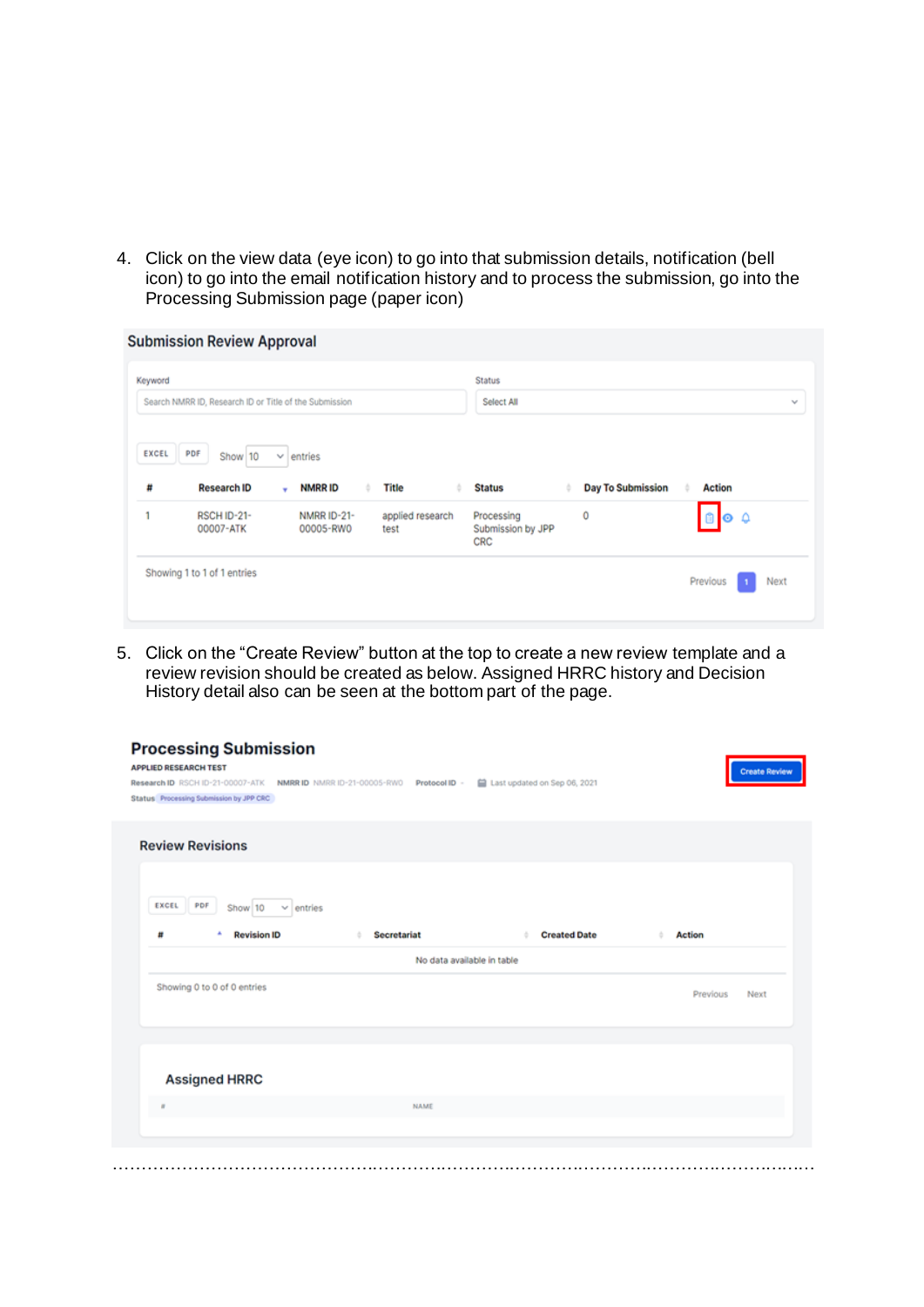4. Click on the view data (eye icon) to go into that submission details, notification (bell icon) to go into the email notification history and to process the submission, go into the Processing Submission page (paper icon)

5. Click on the “Create Review” button at the top to create a new review template and a review revision should be created as below. Assigned HRRC history and Decision History detail also can be seen at the bottom part of the page.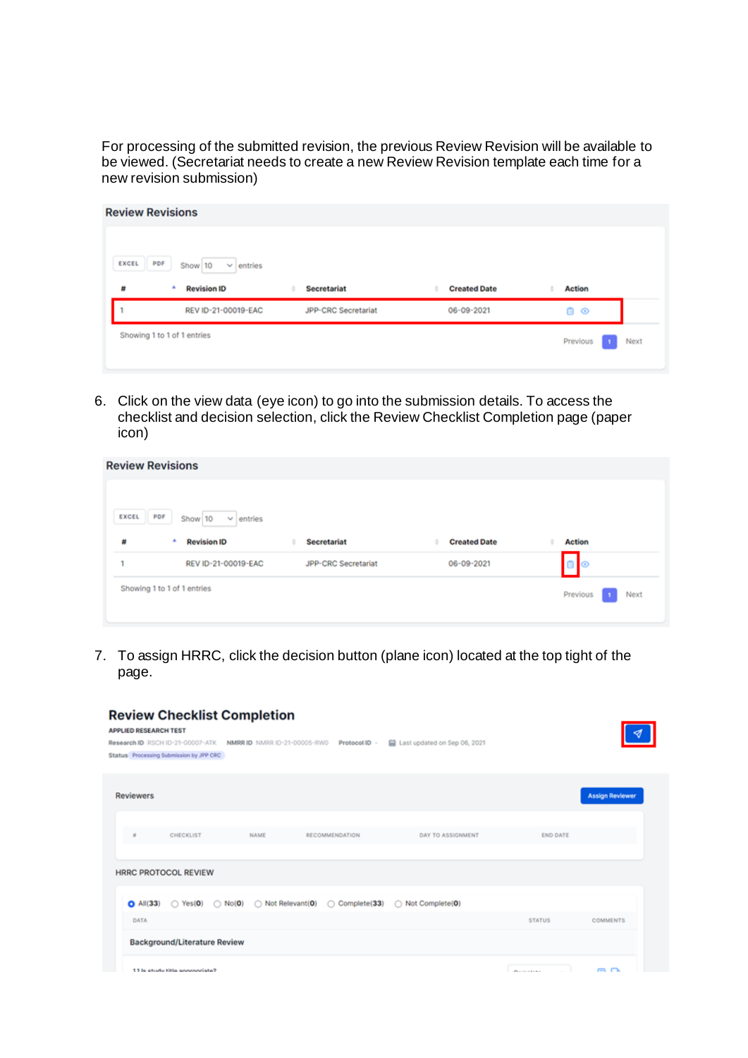For processing of the submitted revision, the previous Review Revision will be available to be viewed. (Secretariat needs to create a new Review Revision template each time for a new revision submission)

**Review Revisions**

EXCEL PDF Show 10 entries

| # | Revision ID | Secretariat | Created Date | Action |
|---|---|---|---|---|
| 1 | REV ID-21-00019-EAC | JPP-CRC Secretariat | 06-09-2021 | |

Showing 1 to 1 of 1 entries

Previous 1 Next

6. Click on the view data (eye icon) to go into the submission details. To access the checklist and decision selection, click the Review Checklist Completion page (paper icon)

**Review Revisions**

EXCEL PDF Show 10 entries

| # | Revision ID | Secretariat | Created Date | Action |
|---|---|---|---|---|
| 1 | REV ID-21-00019-EAC | JPP-CRC Secretariat | 06-09-2021 | |

Showing 1 to 1 of 1 entries

Previous 1 Next

7. To assign HRRC, click the decision button (plane icon) located at the top tight of the page.

**Review Checklist Completion**

APPLIED RESEARCH TEST

Research ID RSCH ID-21-00007-ATK NMRR ID NMRR ID-21-00005-RWO Protocol ID - Last updated on Sep 06, 2021

Status Processing Submission by JPP CRC

Reviewers

Assign Reviewer

| # | CHECKLIST | NAME | RECOMMENDATION | DAY TO ASSIGNMENT | END DATE |
|---|---|---|---|---|---|

HRRC PROTOCOL REVIEW

All(33) Yes(0) No(0) Not Relevant(0) Complete(33) Not Complete(0)

| DATA | STATUS | COMMENTS |
|---|---|---|
| **Background/Literature Review** | | |
| 1.1 Is study title appropriate? | | |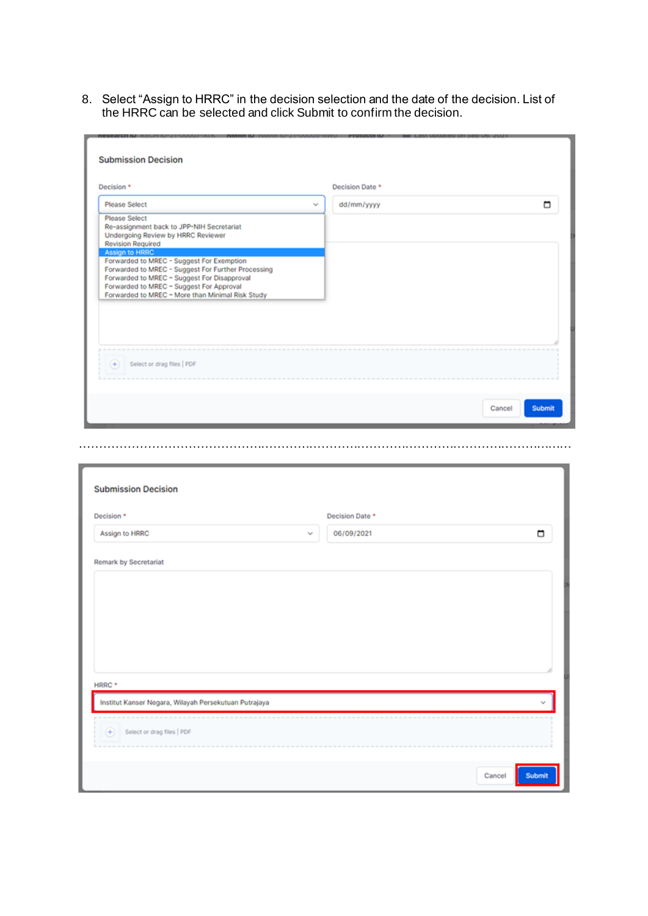8. Select “Assign to HRRC” in the decision selection and the date of the decision. List of the HRRC can be selected and click Submit to confirm the decision.

Submission Decision

Decision *

Please Select

Please Select
Re-assignment back to JPP-NIH Secretariat
Undergoing Review by HRRC Reviewer
Revision Required
Assign to HRRC
Forwarded to MREC - Suggest For Exemption
Forwarded to MREC - Suggest For Further Processing
Forwarded to MREC – Suggest For Disapproval
Forwarded to MREC – Suggest For Approval
Forwarded to MREC – More than Minimal Risk Study

Decision Date *

dd/mm/yyyy

Select or drag files | PDF

Cancel Submit

Submission Decision

Decision *

Assign to HRRC

Decision Date *

06/09/2021

Remark by Secretariat

HRRC *

Institut Kanser Negara, Wilayah Persekutuan Putrajaya

Select or drag files | PDF

Cancel Submit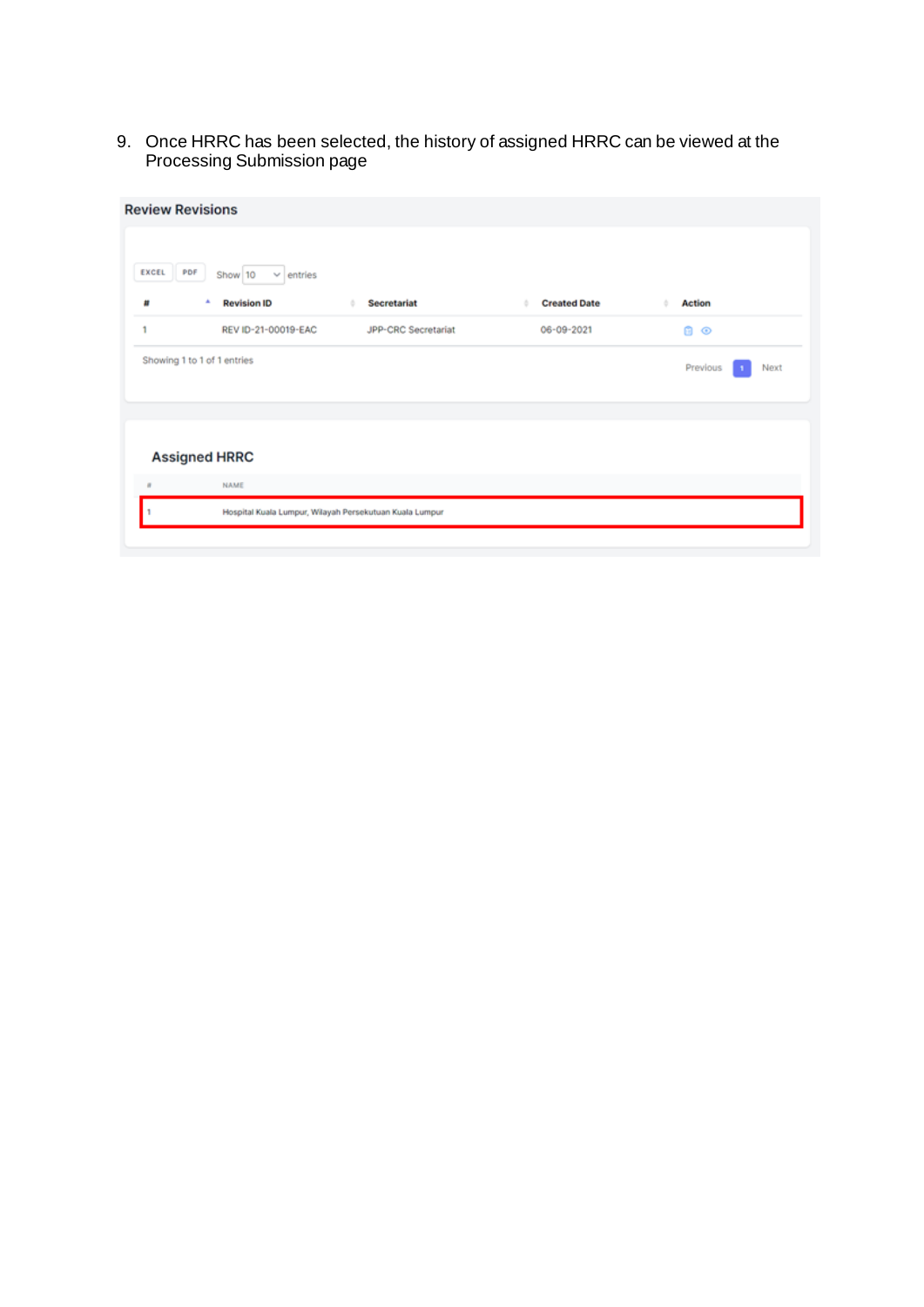9. Once HRRC has been selected, the history of assigned HRRC can be viewed at the Processing Submission page

## Review Revisions

EXCEL PDF Show 10 entries

| # | Revision ID | Secretariat | Created Date | Action |
|---|---|---|---|---|
| 1 | REV ID-21-00019-EAC | JPP-CRC Secretariat | 06-09-2021 | |

Showing 1 to 1 of 1 entries

Previous 1 Next

## Assigned HRRC

| # | NAME |
|---|---|
| 1 | Hospital Kuala Lumpur, Wilayah Persekutuan Kuala Lumpur |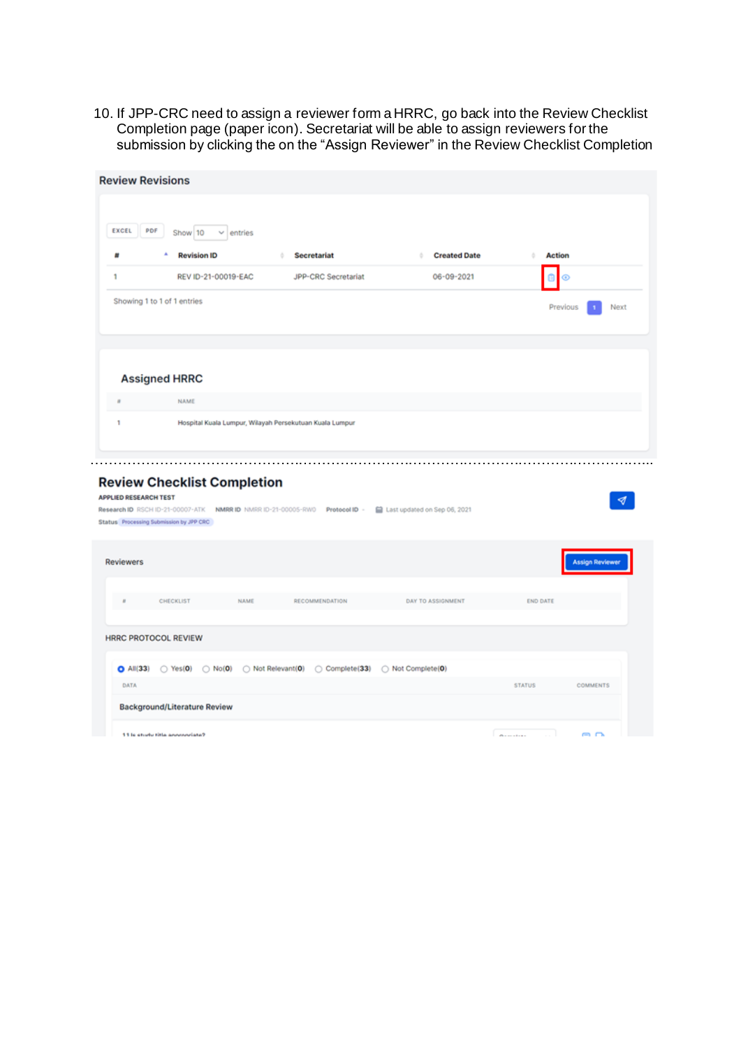10. If JPP-CRC need to assign a reviewer form a HRRC, go back into the Review Checklist Completion page (paper icon). Secretariat will be able to assign reviewers for the submission by clicking the on the "Assign Reviewer" in the Review Checklist Completion

**Review Revisions**

EXCEL PDF Show 10 entries

| # | Revision ID | Secretariat | Created Date | Action |
|---|---|---|---|---|
| 1 | REV ID-21-00019-EAC | JPP-CRC Secretariat | 06-09-2021 | |

Showing 1 to 1 of 1 entries

Previous 1 Next

**Assigned HRRC**

| # | NAME |
|---|---|
| 1 | Hospital Kuala Lumpur, Wilayah Persekutuan Kuala Lumpur |

**Review Checklist Completion**

APPLIED RESEARCH TEST

Research ID RSCH ID-21-00007-ATK NMRR ID NMRR ID-21-00005-RWO Protocol ID - Last updated on Sep 06, 2021

Status Processing Submission by JPP CRC

Reviewers — Assign Reviewer

| # | CHECKLIST | NAME | RECOMMENDATION | DAY TO ASSIGNMENT | END DATE |
|---|---|---|---|---|---|

HRRC PROTOCOL REVIEW

All(33) Yes(0) No(0) Not Relevant(0) Complete(33) Not Complete(0)

| DATA | STATUS | COMMENTS |
|---|---|---|
| Background/Literature Review | | |
| 1.1 Is study title appropriate? | | |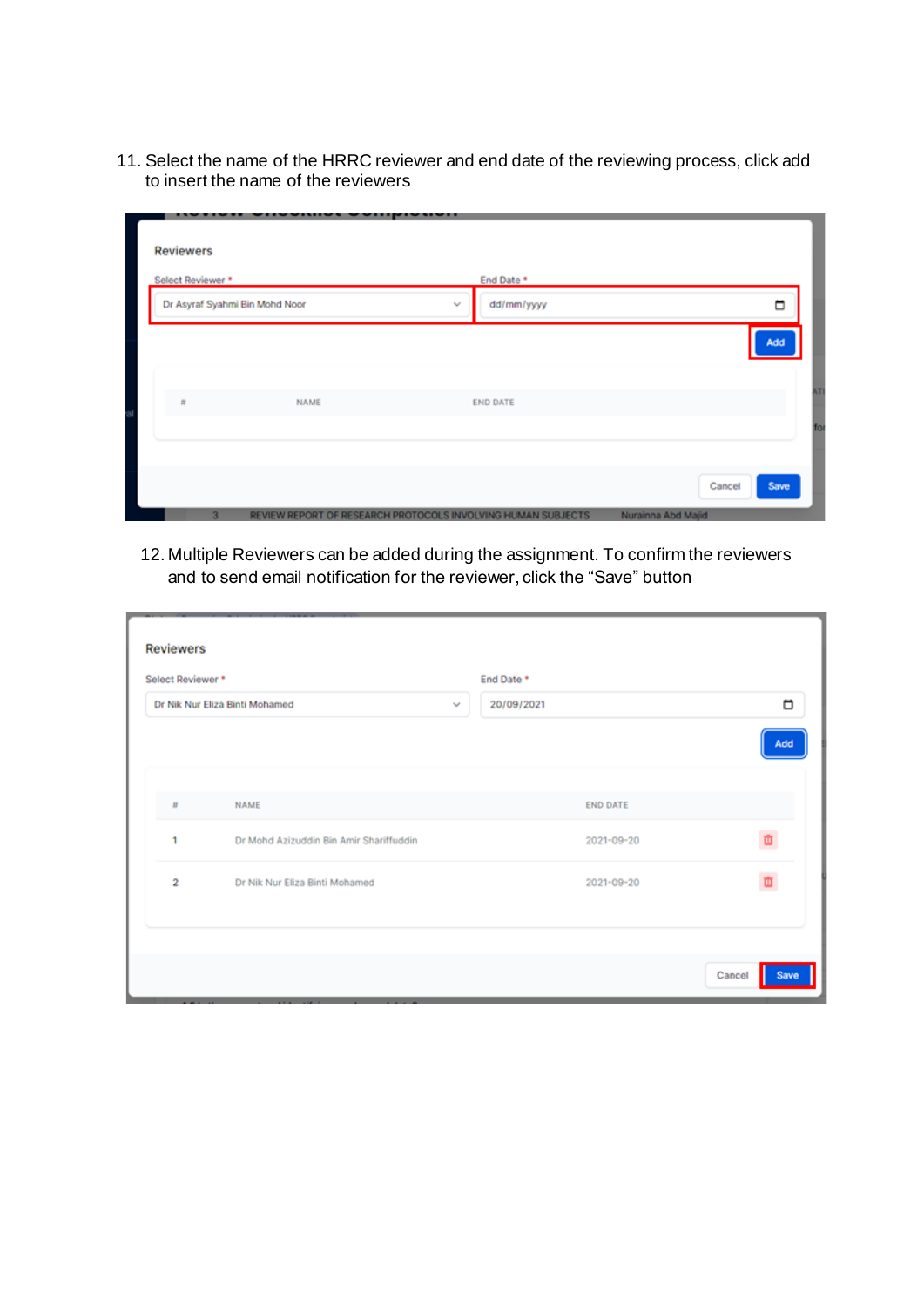11. Select the name of the HRRC reviewer and end date of the reviewing process, click add to insert the name of the reviewers

12. Multiple Reviewers can be added during the assignment. To confirm the reviewers and to send email notification for the reviewer, click the "Save" button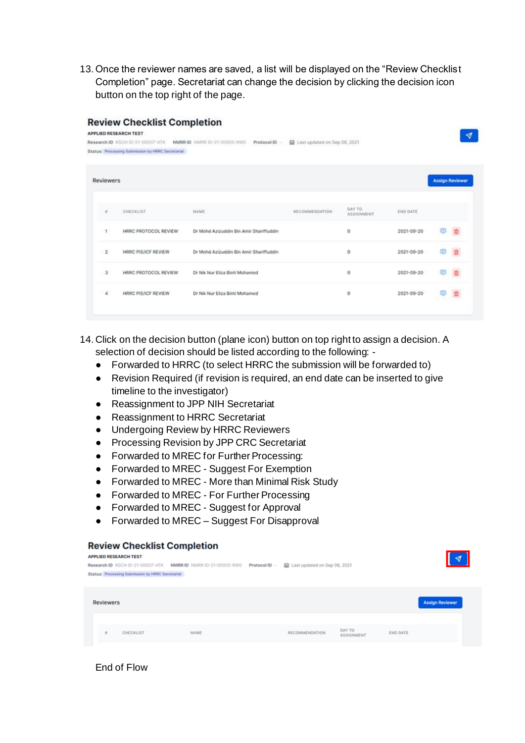13. Once the reviewer names are saved, a list will be displayed on the "Review Checklist Completion" page. Secretariat can change the decision by clicking the decision icon button on the top right of the page.

14. Click on the decision button (plane icon) button on top right to assign a decision. A selection of decision should be listed according to the following: -
    - Forwarded to HRRC (to select HRRC the submission will be forwarded to)
    - Revision Required (if revision is required, an end date can be inserted to give timeline to the investigator)
    - Reassignment to JPP NIH Secretariat
    - Reassignment to HRRC Secretariat
    - Undergoing Review by HRRC Reviewers
    - Processing Revision by JPP CRC Secretariat
    - Forwarded to MREC for Further Processing:
    - Forwarded to MREC - Suggest For Exemption
    - Forwarded to MREC - More than Minimal Risk Study
    - Forwarded to MREC - For Further Processing
    - Forwarded to MREC - Suggest for Approval
    - Forwarded to MREC – Suggest For Disapproval

End of Flow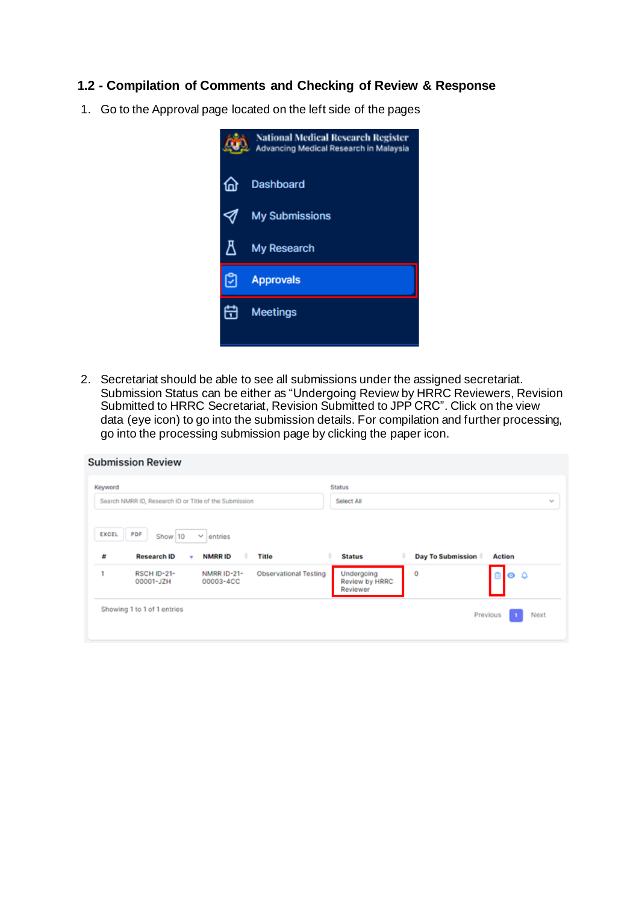## 1.2 - Compilation of Comments and Checking of Review & Response

1. Go to the Approval page located on the left side of the pages

National Medical Research Register
Advancing Medical Research in Malaysia

- Dashboard
- My Submissions
- My Research
- Approvals
- Meetings

2. Secretariat should be able to see all submissions under the assigned secretariat. Submission Status can be either as "Undergoing Review by HRRC Reviewers, Revision Submitted to HRRC Secretariat, Revision Submitted to JPP CRC". Click on the view data (eye icon) to go into the submission details. For compilation and further processing, go into the processing submission page by clicking the paper icon.

**Submission Review**

Keyword: Search NMRR ID, Research ID or Title of the Submission

Status: Select All

EXCEL PDF Show 10 entries

| # | Research ID | NMRR ID | Title | Status | Day To Submission | Action |
|---|---|---|---|---|---|---|
| 1 | RSCH ID-21-00001-JZH | NMRR ID-21-00003-4CC | Observational Testing | Undergoing Review by HRRC Reviewer | 0 | |

Showing 1 to 1 of 1 entries

Previous 1 Next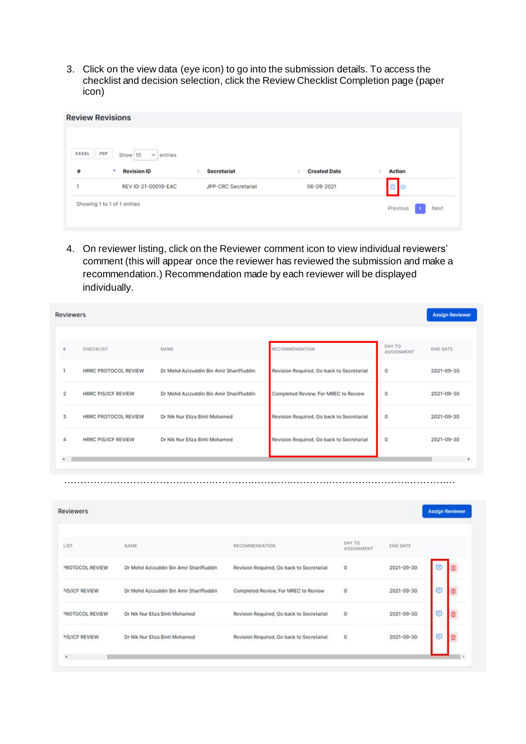3. Click on the view data (eye icon) to go into the submission details. To access the checklist and decision selection, click the Review Checklist Completion page (paper icon)

**Review Revisions**

EXCEL | PDF | Show 10 entries

| # | Revision ID | Secretariat | Created Date | Action |
|---|---|---|---|---|
| 1 | REV ID-21-00019-EAC | JPP-CRC Secretariat | 06-09-2021 | |

Showing 1 to 1 of 1 entries

Previous 1 Next

4. On reviewer listing, click on the Reviewer comment icon to view individual reviewers' comment (this will appear once the reviewer has reviewed the submission and make a recommendation.) Recommendation made by each reviewer will be displayed individually.

**Reviewers** — Assign Reviewer

| # | CHECKLIST | NAME | RECOMMENDATION | DAY TO ASSIGNMENT | END DATE |
|---|---|---|---|---|---|
| 1 | HRRC PROTOCOL REVIEW | Dr Mohd Azizuddin Bin Amir Shariffuddin | Revision Required, Go back to Secretariat | 0 | 2021-09-30 |
| 2 | HRRC PIS/ICF REVIEW | Dr Mohd Azizuddin Bin Amir Shariffuddin | Completed Review, For MREC to Review | 0 | 2021-09-30 |
| 3 | HRRC PROTOCOL REVIEW | Dr Nik Nur Eliza Binti Mohamed | Revision Required, Go back to Secretariat | 0 | 2021-09-30 |
| 4 | HRRC PIS/ICF REVIEW | Dr Nik Nur Eliza Binti Mohamed | Revision Required, Go back to Secretariat | 0 | 2021-09-30 |

…………………………………………………………………………………………………………

**Reviewers** — Assign Reviewer

| LIST | NAME | RECOMMENDATION | DAY TO ASSIGNMENT | END DATE | |
|---|---|---|---|---|---|
| PROTOCOL REVIEW | Dr Mohd Azizuddin Bin Amir Shariffuddin | Revision Required, Go back to Secretariat | 0 | 2021-09-30 | |
| PIS/ICF REVIEW | Dr Mohd Azizuddin Bin Amir Shariffuddin | Completed Review, For MREC to Review | 0 | 2021-09-30 | |
| PROTOCOL REVIEW | Dr Nik Nur Eliza Binti Mohamed | Revision Required, Go back to Secretariat | 0 | 2021-09-30 | |
| PIS/ICF REVIEW | Dr Nik Nur Eliza Binti Mohamed | Revision Required, Go back to Secretariat | 0 | 2021-09-30 | |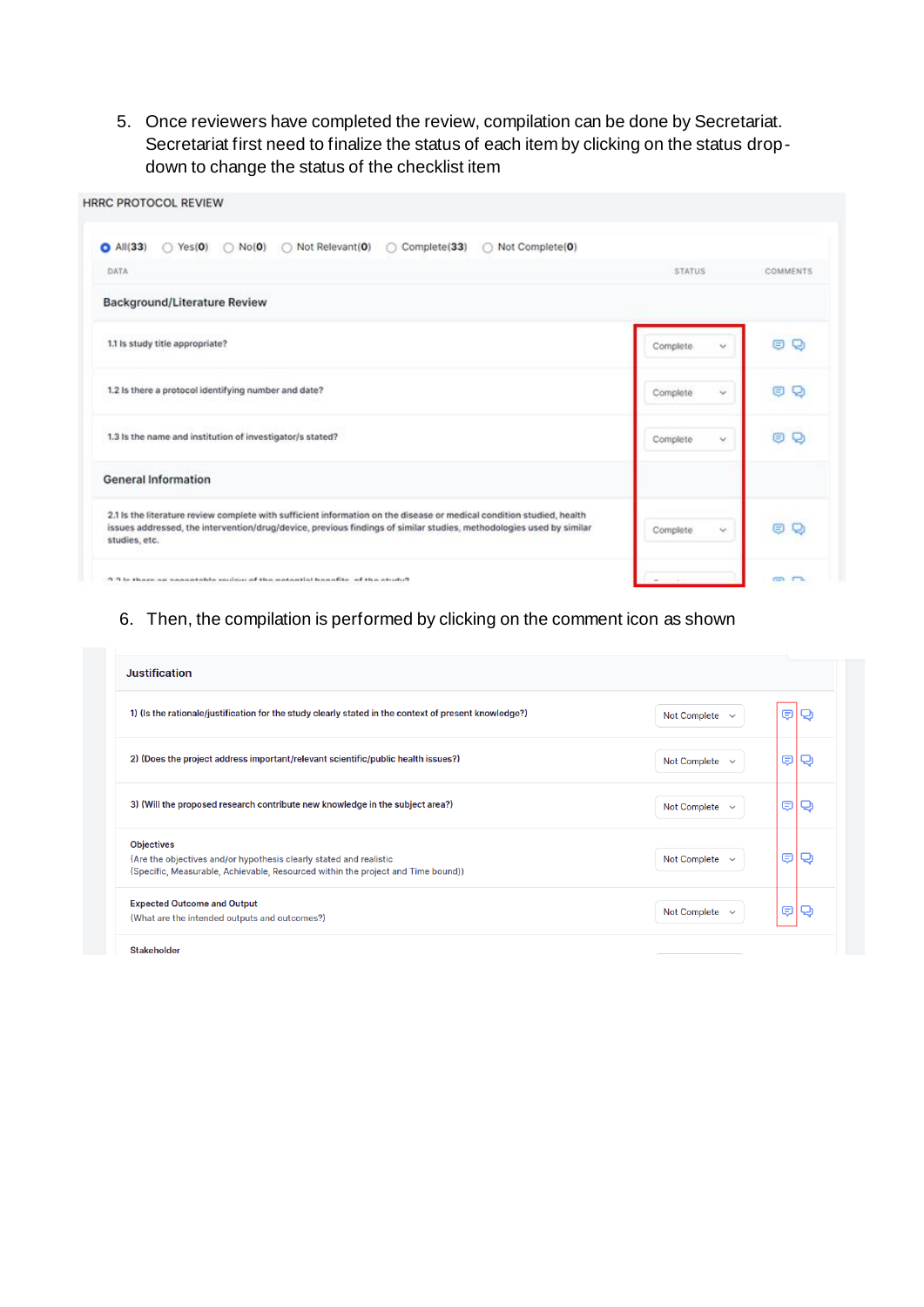5. Once reviewers have completed the review, compilation can be done by Secretariat. Secretariat first need to finalize the status of each item by clicking on the status drop-down to change the status of the checklist item

HRRC PROTOCOL REVIEW

All(33) Yes(0) No(0) Not Relevant(0) Complete(33) Not Complete(0)

| DATA | STATUS | COMMENTS |
|---|---|---|
| **Background/Literature Review** | | |
| 1.1 Is study title appropriate? | Complete | |
| 1.2 Is there a protocol identifying number and date? | Complete | |
| 1.3 Is the name and institution of investigator/s stated? | Complete | |
| **General Information** | | |
| 2.1 Is the literature review complete with sufficient information on the disease or medical condition studied, health issues addressed, the intervention/drug/device, previous findings of similar studies, methodologies used by similar studies, etc. | Complete | |

6. Then, the compilation is performed by clicking on the comment icon as shown

| Justification | | |
|---|---|---|
| 1) (Is the rationale/justification for the study clearly stated in the context of present knowledge?) | Not Complete | |
| 2) (Does the project address important/relevant scientific/public health issues?) | Not Complete | |
| 3) (Will the proposed research contribute new knowledge in the subject area?) | Not Complete | |
| Objectives (Are the objectives and/or hypothesis clearly stated and realistic (Specific, Measurable, Achievable, Resourced within the project and Time bound)) | Not Complete | |
| Expected Outcome and Output (What are the intended outputs and outcomes?) | Not Complete | |
| Stakeholder | | |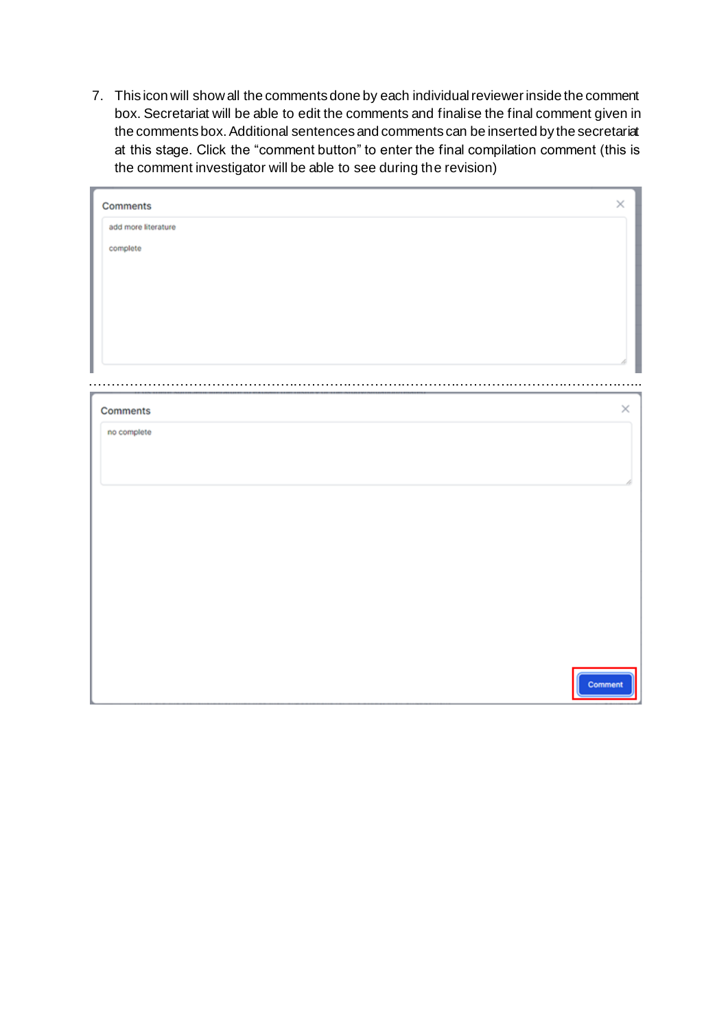7. This icon will show all the comments done by each individual reviewer inside the comment box. Secretariat will be able to edit the comments and finalise the final comment given in the comments box. Additional sentences and comments can be inserted by the secretariat at this stage. Click the "comment button" to enter the final compilation comment (this is the comment investigator will be able to see during the revision)

Comments

add more literature

complete

Comments

no complete

Comment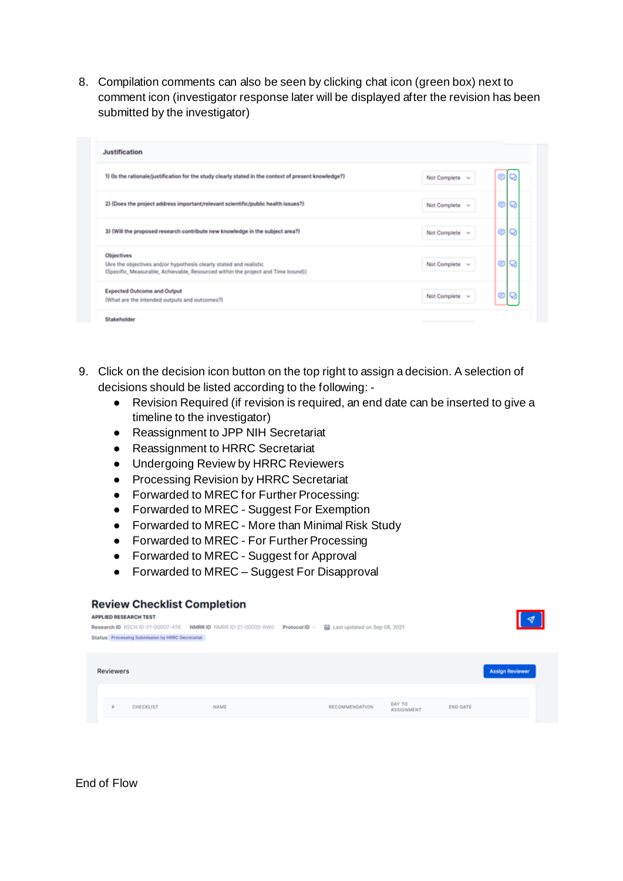8. Compilation comments can also be seen by clicking chat icon (green box) next to comment icon (investigator response later will be displayed after the revision has been submitted by the investigator)

Justification

1) (Is the rationale/justification for the study clearly stated in the context of present knowledge?) — Not Complete

2) (Does the project address important/relevant scientific/public health issues?) — Not Complete

3) (Will the proposed research contribute new knowledge in the subject area?) — Not Complete

Objectives
(Are the objectives and/or hypothesis clearly stated and realistic
(Specific, Measurable, Achievable, Resourced within the project and Time bound)) — Not Complete

Expected Outcome and Output
(What are the intended outputs and outcomes?) — Not Complete

Stakeholder

9. Click on the decision icon button on the top right to assign a decision. A selection of decisions should be listed according to the following: -
   - Revision Required (if revision is required, an end date can be inserted to give a timeline to the investigator)
   - Reassignment to JPP NIH Secretariat
   - Reassignment to HRRC Secretariat
   - Undergoing Review by HRRC Reviewers
   - Processing Revision by HRRC Secretariat
   - Forwarded to MREC for Further Processing:
   - Forwarded to MREC - Suggest For Exemption
   - Forwarded to MREC - More than Minimal Risk Study
   - Forwarded to MREC - For Further Processing
   - Forwarded to MREC - Suggest for Approval
   - Forwarded to MREC – Suggest For Disapproval

Review Checklist Completion

APPLIED RESEARCH TEST

Research ID RSCH ID-21-00007-ATK NMRR ID NMRR ID-21-00005-RWO Protocol ID - Last updated on Sep 06, 2021

Status Processing Submission by HRRC Secretariat

Reviewers — Assign Reviewer

| # | CHECKLIST | NAME | RECOMMENDATION | DAY TO ASSIGNMENT | END DATE |
|---|---|---|---|---|---|

End of Flow